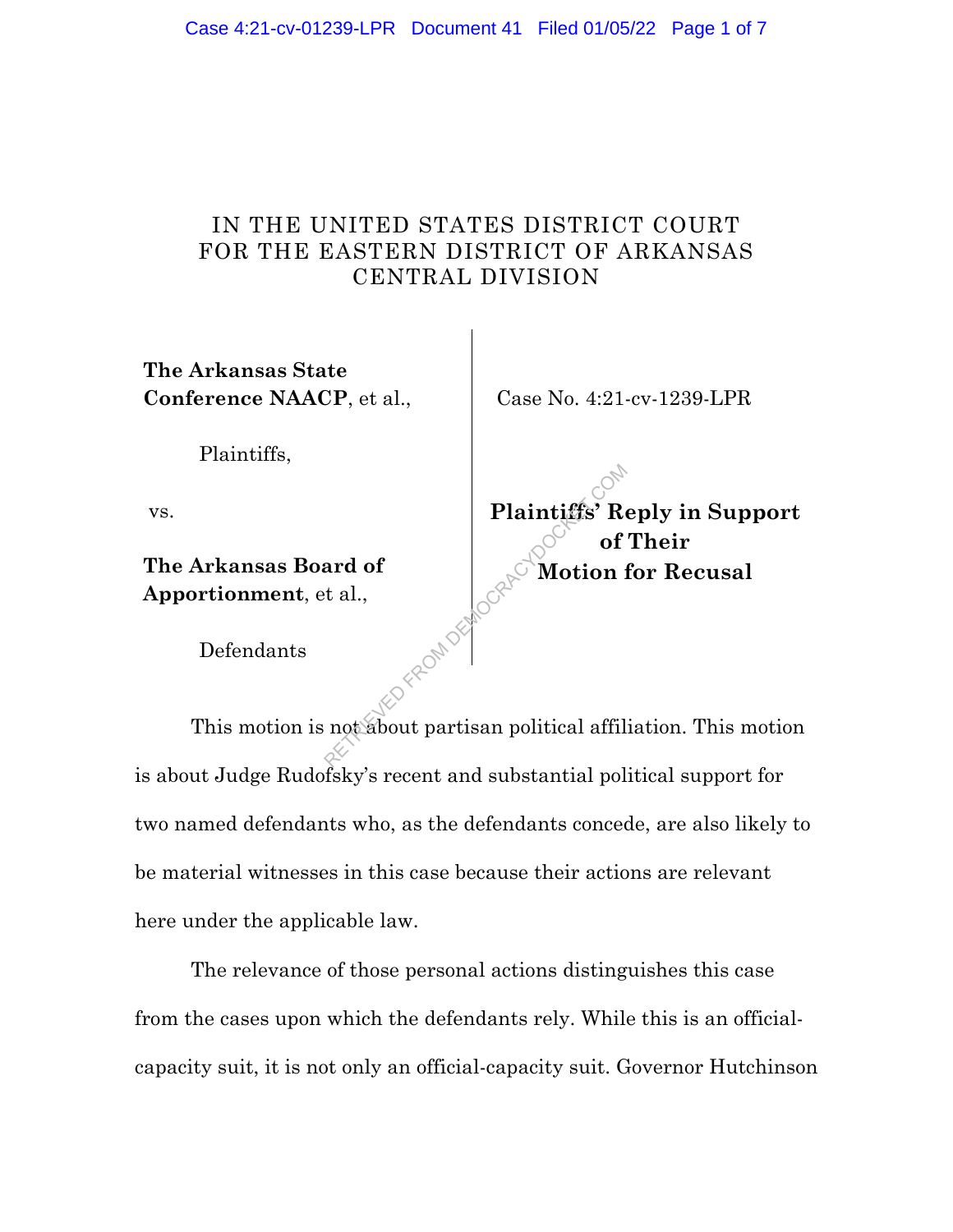IN THE UNITED STATES DISTRICT COURT
FOR THE EASTERN DISTRICT OF ARKANSAS
CENTRAL DIVISION

| | |
|---|---|
| **The Arkansas State Conference NAACP**, et al., | Case No. 4:21-cv-1239-LPR |
| Plaintiffs, | |
| vs. | **Plaintiffs' Reply in Support of Their Motion for Recusal** |
| **The Arkansas Board of Apportionment**, et al., | |
| Defendants | |

This motion is not about partisan political affiliation. This motion is about Judge Rudofsky's recent and substantial political support for two named defendants who, as the defendants concede, are also likely to be material witnesses in this case because their actions are relevant here under the applicable law.

The relevance of those personal actions distinguishes this case from the cases upon which the defendants rely. While this is an official-capacity suit, it is not only an official-capacity suit. Governor Hutchinson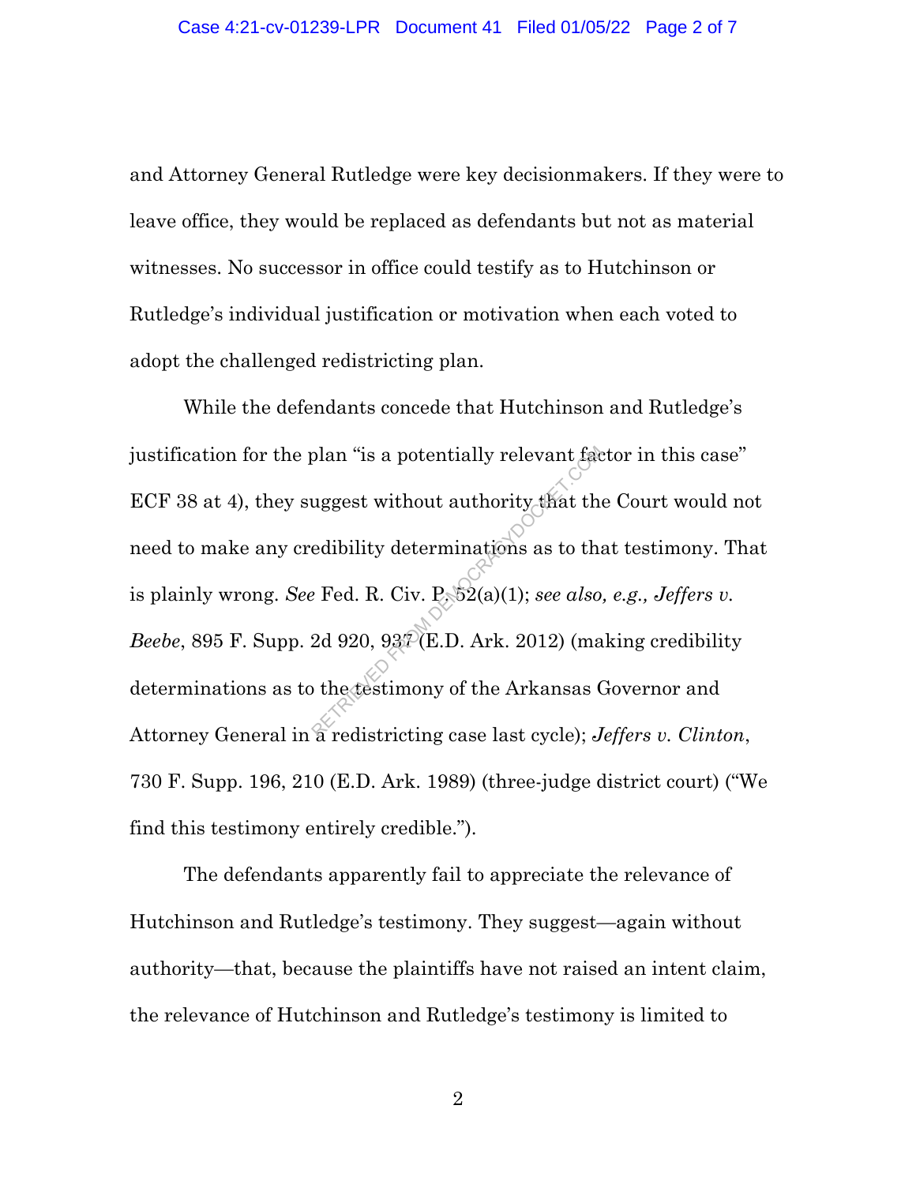and Attorney General Rutledge were key decisionmakers. If they were to leave office, they would be replaced as defendants but not as material witnesses. No successor in office could testify as to Hutchinson or Rutledge's individual justification or motivation when each voted to adopt the challenged redistricting plan.

While the defendants concede that Hutchinson and Rutledge's justification for the plan "is a potentially relevant factor in this case" ECF 38 at 4), they suggest without authority that the Court would not need to make any credibility determinations as to that testimony. That is plainly wrong. *See* Fed. R. Civ. P. 52(a)(1); *see also, e.g., Jeffers v. Beebe*, 895 F. Supp. 2d 920, 937 (E.D. Ark. 2012) (making credibility determinations as to the testimony of the Arkansas Governor and Attorney General in a redistricting case last cycle); *Jeffers v. Clinton*, 730 F. Supp. 196, 210 (E.D. Ark. 1989) (three-judge district court) ("We find this testimony entirely credible.").

The defendants apparently fail to appreciate the relevance of Hutchinson and Rutledge's testimony. They suggest—again without authority—that, because the plaintiffs have not raised an intent claim, the relevance of Hutchinson and Rutledge's testimony is limited to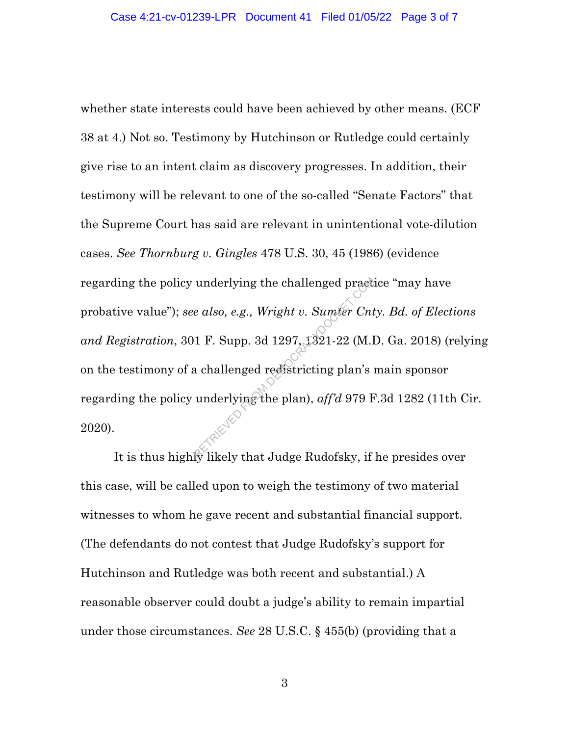whether state interests could have been achieved by other means. (ECF 38 at 4.) Not so. Testimony by Hutchinson or Rutledge could certainly give rise to an intent claim as discovery progresses. In addition, their testimony will be relevant to one of the so-called "Senate Factors" that the Supreme Court has said are relevant in unintentional vote-dilution cases. *See Thornburg v. Gingles* 478 U.S. 30, 45 (1986) (evidence regarding the policy underlying the challenged practice "may have probative value"); *see also, e.g., Wright v. Sumter Cnty. Bd. of Elections and Registration*, 301 F. Supp. 3d 1297, 1321-22 (M.D. Ga. 2018) (relying on the testimony of a challenged redistricting plan's main sponsor regarding the policy underlying the plan), *aff'd* 979 F.3d 1282 (11th Cir. 2020).

It is thus highly likely that Judge Rudofsky, if he presides over this case, will be called upon to weigh the testimony of two material witnesses to whom he gave recent and substantial financial support. (The defendants do not contest that Judge Rudofsky's support for Hutchinson and Rutledge was both recent and substantial.) A reasonable observer could doubt a judge's ability to remain impartial under those circumstances. *See* 28 U.S.C. § 455(b) (providing that a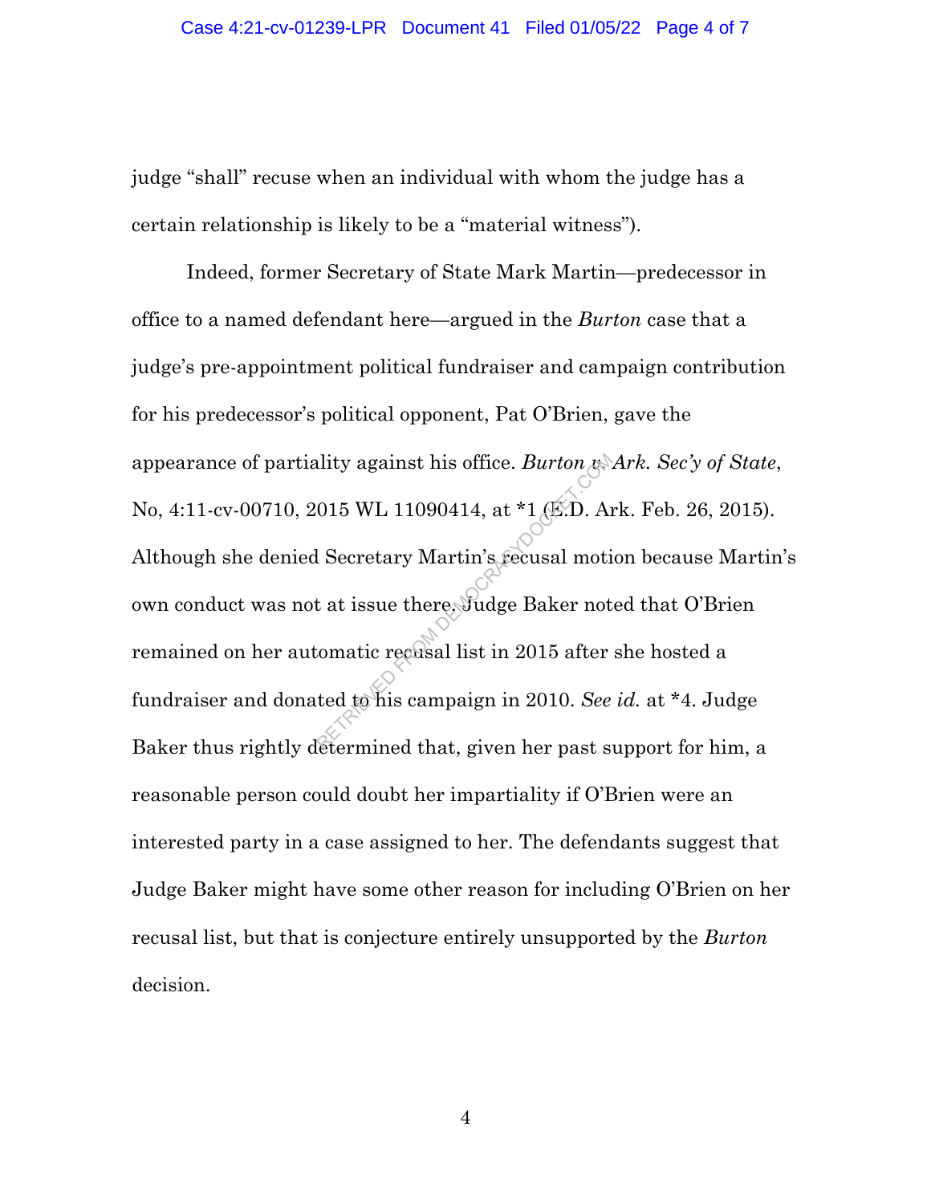judge "shall" recuse when an individual with whom the judge has a certain relationship is likely to be a "material witness").

Indeed, former Secretary of State Mark Martin—predecessor in office to a named defendant here—argued in the *Burton* case that a judge's pre-appointment political fundraiser and campaign contribution for his predecessor's political opponent, Pat O'Brien, gave the appearance of partiality against his office. *Burton v. Ark. Sec'y of State*, No, 4:11-cv-00710, 2015 WL 11090414, at *1 (E.D. Ark. Feb. 26, 2015). Although she denied Secretary Martin's recusal motion because Martin's own conduct was not at issue there, Judge Baker noted that O'Brien remained on her automatic recusal list in 2015 after she hosted a fundraiser and donated to his campaign in 2010. *See id.* at *4. Judge Baker thus rightly determined that, given her past support for him, a reasonable person could doubt her impartiality if O'Brien were an interested party in a case assigned to her. The defendants suggest that Judge Baker might have some other reason for including O'Brien on her recusal list, but that is conjecture entirely unsupported by the *Burton* decision.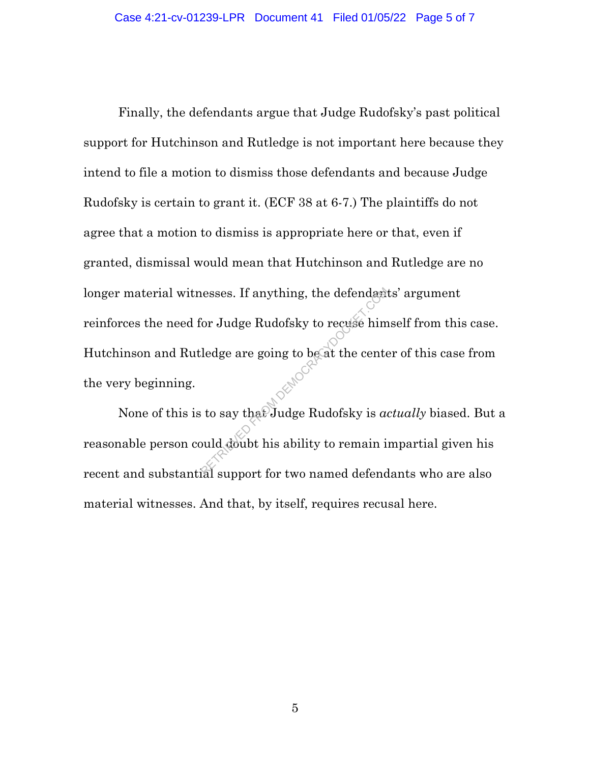Finally, the defendants argue that Judge Rudofsky's past political support for Hutchinson and Rutledge is not important here because they intend to file a motion to dismiss those defendants and because Judge Rudofsky is certain to grant it. (ECF 38 at 6-7.) The plaintiffs do not agree that a motion to dismiss is appropriate here or that, even if granted, dismissal would mean that Hutchinson and Rutledge are no longer material witnesses. If anything, the defendants' argument reinforces the need for Judge Rudofsky to recuse himself from this case. Hutchinson and Rutledge are going to be at the center of this case from the very beginning.

None of this is to say that Judge Rudofsky is *actually* biased. But a reasonable person could doubt his ability to remain impartial given his recent and substantial support for two named defendants who are also material witnesses. And that, by itself, requires recusal here.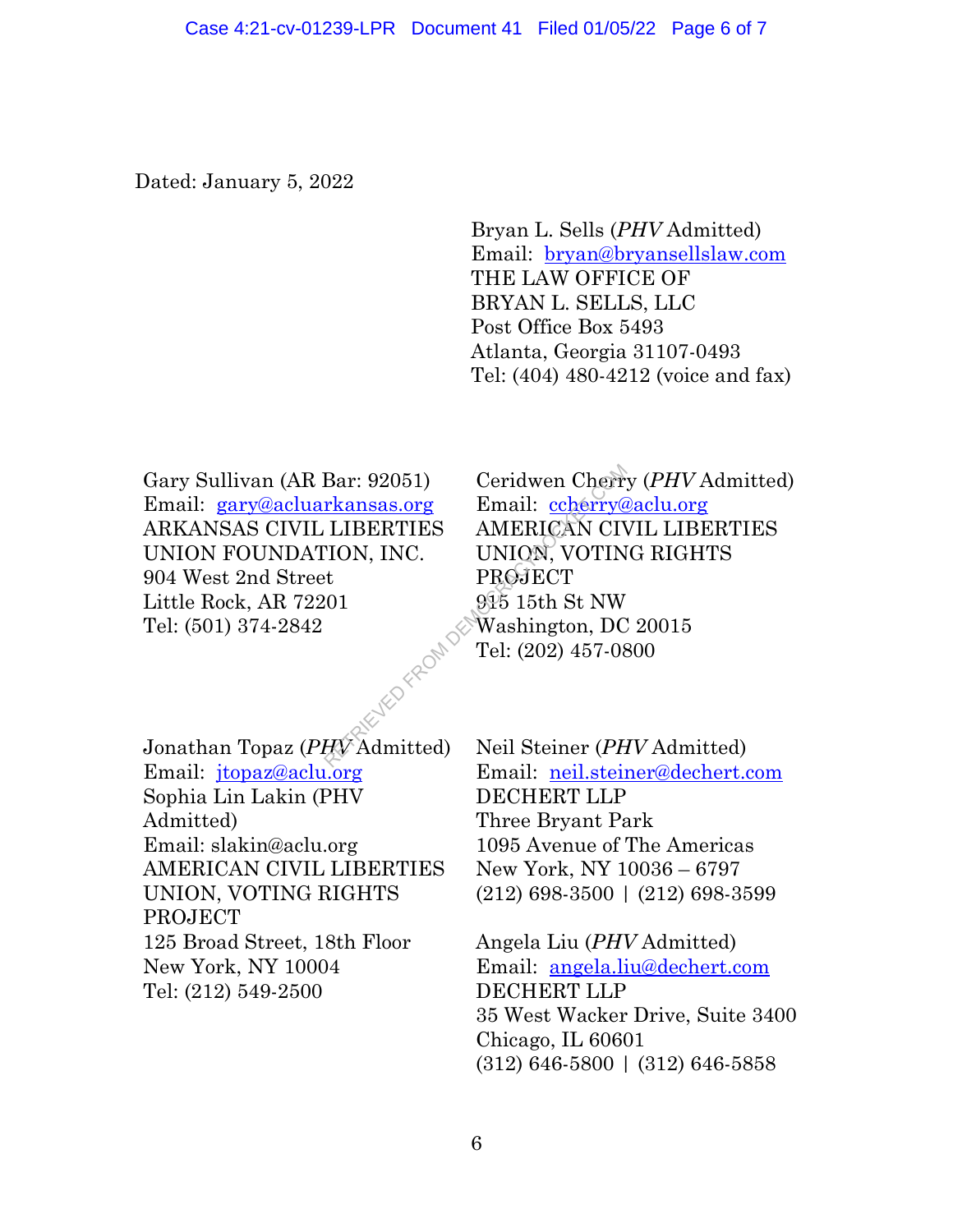Dated: January 5, 2022

Bryan L. Sells (*PHV* Admitted)
Email: bryan@bryansellslaw.com
THE LAW OFFICE OF
BRYAN L. SELLS, LLC
Post Office Box 5493
Atlanta, Georgia 31107-0493
Tel: (404) 480-4212 (voice and fax)

Gary Sullivan (AR Bar: 92051)
Email: gary@acluarkansas.org
ARKANSAS CIVIL LIBERTIES
UNION FOUNDATION, INC.
904 West 2nd Street
Little Rock, AR 72201
Tel: (501) 374-2842

Ceridwen Cherry (*PHV* Admitted)
Email: ccherry@aclu.org
AMERICAN CIVIL LIBERTIES
UNION, VOTING RIGHTS
PROJECT
915 15th St NW
Washington, DC 20015
Tel: (202) 457-0800

Jonathan Topaz (*PHV* Admitted)
Email: jtopaz@aclu.org
Sophia Lin Lakin (PHV
Admitted)
Email: slakin@aclu.org
AMERICAN CIVIL LIBERTIES
UNION, VOTING RIGHTS
PROJECT
125 Broad Street, 18th Floor
New York, NY 10004
Tel: (212) 549-2500

Neil Steiner (*PHV* Admitted)
Email: neil.steiner@dechert.com
DECHERT LLP
Three Bryant Park
1095 Avenue of The Americas
New York, NY 10036 – 6797
(212) 698-3500 | (212) 698-3599

Angela Liu (*PHV* Admitted)
Email: angela.liu@dechert.com
DECHERT LLP
35 West Wacker Drive, Suite 3400
Chicago, IL 60601
(312) 646-5800 | (312) 646-5858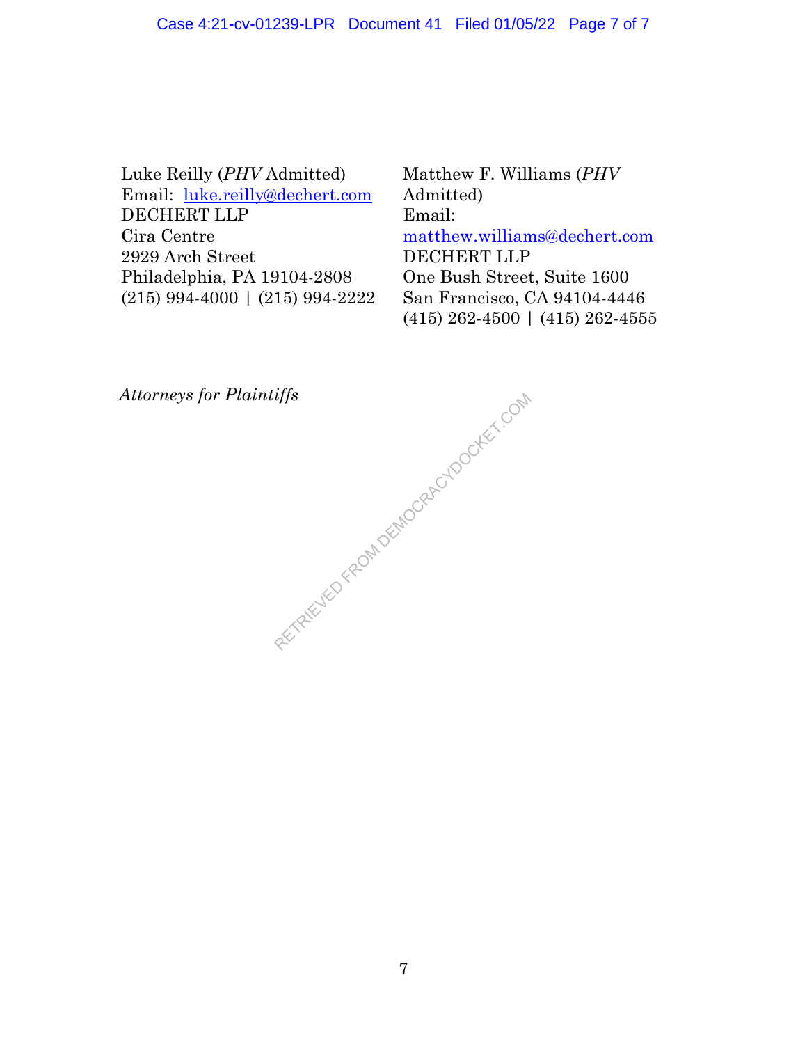Luke Reilly (*PHV* Admitted)
Email: luke.reilly@dechert.com
DECHERT LLP
Cira Centre
2929 Arch Street
Philadelphia, PA 19104-2808
(215) 994-4000 | (215) 994-2222

Matthew F. Williams (*PHV* Admitted)
Email: matthew.williams@dechert.com
DECHERT LLP
One Bush Street, Suite 1600
San Francisco, CA 94104-4446
(415) 262-4500 | (415) 262-4555

*Attorneys for Plaintiffs*